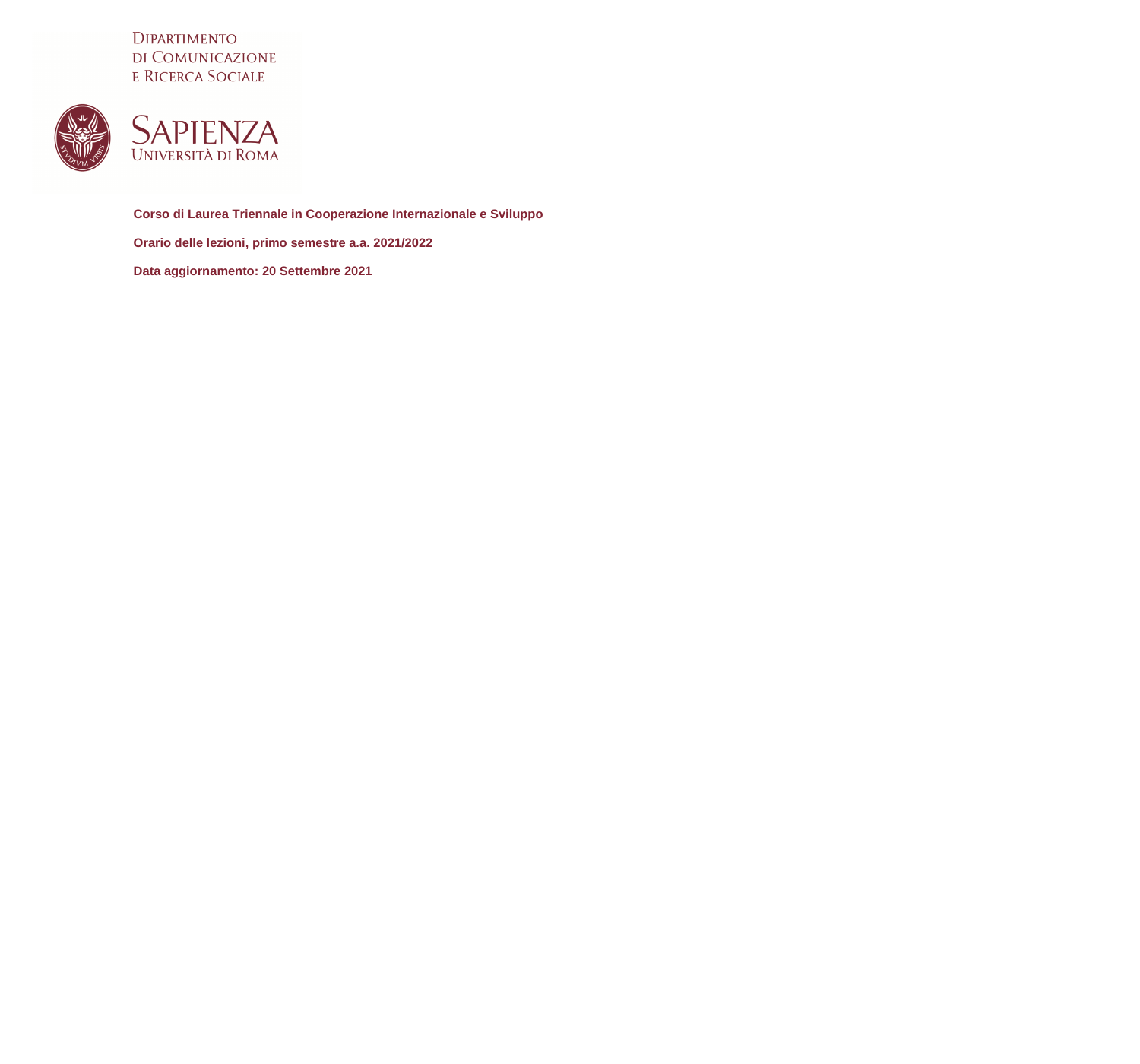Dipartimento di Comunicazione e Ricerca Sociale

Sapienza Università di Roma

**Corso di Laurea Triennale in Cooperazione Internazionale e Sviluppo**

**Orario delle lezioni, primo semestre a.a. 2021/2022**

**Data aggiornamento: 20 Settembre 2021**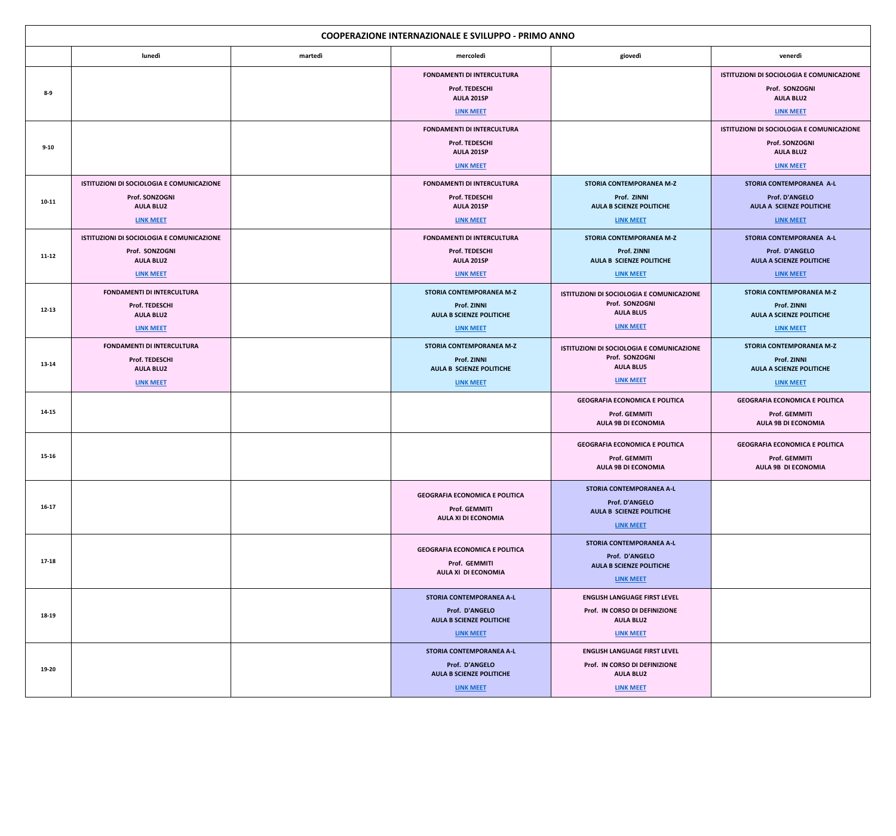| COOPERAZIONE INTERNAZIONALE E SVILUPPO - PRIMO ANNO | | | | | |
|---|---|---|---|---|---|
| | **lunedì** | **martedì** | **mercoledì** | **giovedì** | **venerdì** |
| **8-9** | | | FONDAMENTI DI INTERCULTURA<br>Prof. TEDESCHI<br>AULA 201SP<br>LINK MEET | | ISTITUZIONI DI SOCIOLOGIA E COMUNICAZIONE<br>Prof. SONZOGNI<br>AULA BLU2<br>LINK MEET |
| **9-10** | | | FONDAMENTI DI INTERCULTURA<br>Prof. TEDESCHI<br>AULA 201SP<br>LINK MEET | | ISTITUZIONI DI SOCIOLOGIA E COMUNICAZIONE<br>Prof. SONZOGNI<br>AULA BLU2<br>LINK MEET |
| **10-11** | ISTITUZIONI DI SOCIOLOGIA E COMUNICAZIONE<br>Prof. SONZOGNI<br>AULA BLU2<br>LINK MEET | | FONDAMENTI DI INTERCULTURA<br>Prof. TEDESCHI<br>AULA 201SP<br>LINK MEET | STORIA CONTEMPORANEA M-Z<br>Prof. ZINNI<br>AULA B SCIENZE POLITICHE<br>LINK MEET | STORIA CONTEMPORANEA A-L<br>Prof. D'ANGELO<br>AULA A SCIENZE POLITICHE<br>LINK MEET |
| **11-12** | ISTITUZIONI DI SOCIOLOGIA E COMUNICAZIONE<br>Prof. SONZOGNI<br>AULA BLU2<br>LINK MEET | | FONDAMENTI DI INTERCULTURA<br>Prof. TEDESCHI<br>AULA 201SP<br>LINK MEET | STORIA CONTEMPORANEA M-Z<br>Prof. ZINNI<br>AULA B SCIENZE POLITICHE<br>LINK MEET | STORIA CONTEMPORANEA A-L<br>Prof. D'ANGELO<br>AULA A SCIENZE POLITICHE<br>LINK MEET |
| **12-13** | FONDAMENTI DI INTERCULTURA<br>Prof. TEDESCHI<br>AULA BLU2<br>LINK MEET | | STORIA CONTEMPORANEA M-Z<br>Prof. ZINNI<br>AULA B SCIENZE POLITICHE<br>LINK MEET | ISTITUZIONI DI SOCIOLOGIA E COMUNICAZIONE<br>Prof. SONZOGNI<br>AULA BLU5<br>LINK MEET | STORIA CONTEMPORANEA M-Z<br>Prof. ZINNI<br>AULA A SCIENZE POLITICHE<br>LINK MEET |
| **13-14** | FONDAMENTI DI INTERCULTURA<br>Prof. TEDESCHI<br>AULA BLU2<br>LINK MEET | | STORIA CONTEMPORANEA M-Z<br>Prof. ZINNI<br>AULA B SCIENZE POLITICHE<br>LINK MEET | ISTITUZIONI DI SOCIOLOGIA E COMUNICAZIONE<br>Prof. SONZOGNI<br>AULA BLU5<br>LINK MEET | STORIA CONTEMPORANEA M-Z<br>Prof. ZINNI<br>AULA A SCIENZE POLITICHE<br>LINK MEET |
| **14-15** | | | | GEOGRAFIA ECONOMICA E POLITICA<br>Prof. GEMMITI<br>AULA 9B DI ECONOMIA | GEOGRAFIA ECONOMICA E POLITICA<br>Prof. GEMMITI<br>AULA 9B DI ECONOMIA |
| **15-16** | | | | GEOGRAFIA ECONOMICA E POLITICA<br>Prof. GEMMITI<br>AULA 9B DI ECONOMIA | GEOGRAFIA ECONOMICA E POLITICA<br>Prof. GEMMITI<br>AULA 9B DI ECONOMIA |
| **16-17** | | | GEOGRAFIA ECONOMICA E POLITICA<br>Prof. GEMMITI<br>AULA XI DI ECONOMIA | STORIA CONTEMPORANEA A-L<br>Prof. D'ANGELO<br>AULA B SCIENZE POLITICHE<br>LINK MEET | |
| **17-18** | | | GEOGRAFIA ECONOMICA E POLITICA<br>Prof. GEMMITI<br>AULA XI DI ECONOMIA | STORIA CONTEMPORANEA A-L<br>Prof. D'ANGELO<br>AULA B SCIENZE POLITICHE<br>LINK MEET | |
| **18-19** | | | STORIA CONTEMPORANEA A-L<br>Prof. D'ANGELO<br>AULA B SCIENZE POLITICHE<br>LINK MEET | ENGLISH LANGUAGE FIRST LEVEL<br>Prof. IN CORSO DI DEFINIZIONE<br>AULA BLU2<br>LINK MEET | |
| **19-20** | | | STORIA CONTEMPORANEA A-L<br>Prof. D'ANGELO<br>AULA B SCIENZE POLITICHE<br>LINK MEET | ENGLISH LANGUAGE FIRST LEVEL<br>Prof. IN CORSO DI DEFINIZIONE<br>AULA BLU2<br>LINK MEET | |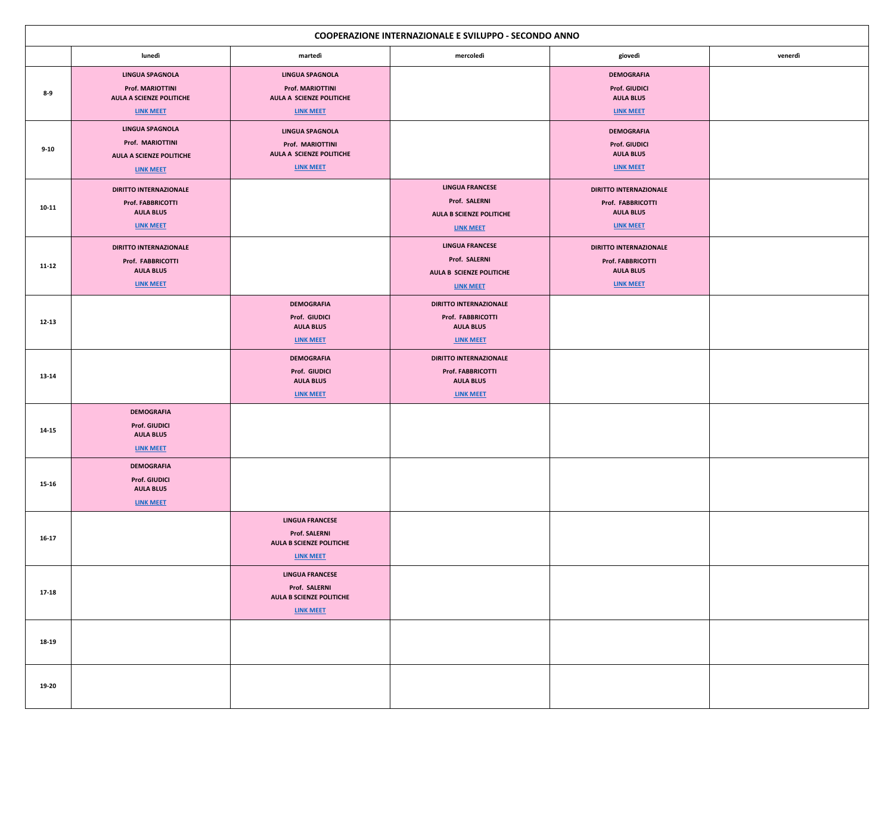| COOPERAZIONE INTERNAZIONALE E SVILUPPO - SECONDO ANNO | | | | | |
|---|---|---|---|---|---|
| | lunedì | martedì | mercoledì | giovedì | venerdì |
| 8-9 | LINGUA SPAGNOLA Prof. MARIOTTINI AULA A SCIENZE POLITICHE LINK MEET | LINGUA SPAGNOLA Prof. MARIOTTINI AULA A SCIENZE POLITICHE LINK MEET | | DEMOGRAFIA Prof. GIUDICI AULA BLU5 LINK MEET | |
| 9-10 | LINGUA SPAGNOLA Prof. MARIOTTINI AULA A SCIENZE POLITICHE LINK MEET | LINGUA SPAGNOLA Prof. MARIOTTINI AULA A SCIENZE POLITICHE LINK MEET | | DEMOGRAFIA Prof. GIUDICI AULA BLU5 LINK MEET | |
| 10-11 | DIRITTO INTERNAZIONALE Prof. FABBRICOTTI AULA BLU5 LINK MEET | | LINGUA FRANCESE Prof. SALERNI AULA B SCIENZE POLITICHE LINK MEET | DIRITTO INTERNAZIONALE Prof. FABBRICOTTI AULA BLU5 LINK MEET | |
| 11-12 | DIRITTO INTERNAZIONALE Prof. FABBRICOTTI AULA BLU5 LINK MEET | | LINGUA FRANCESE Prof. SALERNI AULA B SCIENZE POLITICHE LINK MEET | DIRITTO INTERNAZIONALE Prof. FABBRICOTTI AULA BLU5 LINK MEET | |
| 12-13 | | DEMOGRAFIA Prof. GIUDICI AULA BLU5 LINK MEET | DIRITTO INTERNAZIONALE Prof. FABBRICOTTI AULA BLU5 LINK MEET | | |
| 13-14 | | DEMOGRAFIA Prof. GIUDICI AULA BLU5 LINK MEET | DIRITTO INTERNAZIONALE Prof. FABBRICOTTI AULA BLU5 LINK MEET | | |
| 14-15 | DEMOGRAFIA Prof. GIUDICI AULA BLU5 LINK MEET | | | | |
| 15-16 | DEMOGRAFIA Prof. GIUDICI AULA BLU5 LINK MEET | | | | |
| 16-17 | | LINGUA FRANCESE Prof. SALERNI AULA B SCIENZE POLITICHE LINK MEET | | | |
| 17-18 | | LINGUA FRANCESE Prof. SALERNI AULA B SCIENZE POLITICHE LINK MEET | | | |
| 18-19 | | | | | |
| 19-20 | | | | | |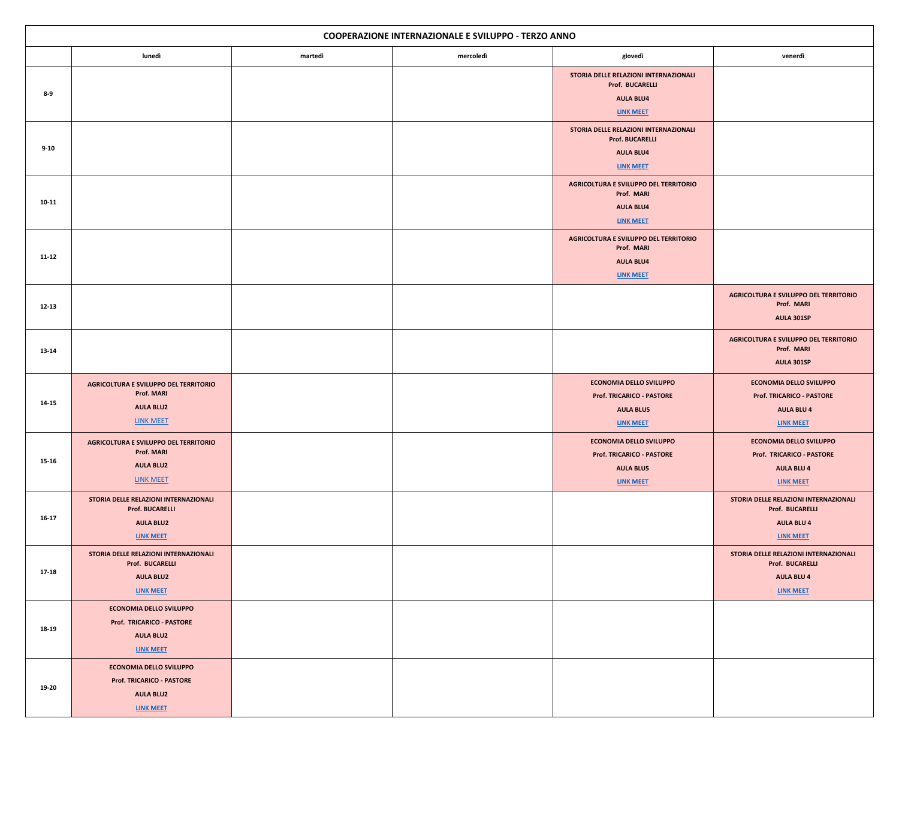| COOPERAZIONE INTERNAZIONALE E SVILUPPO - TERZO ANNO | | | | | |
|---|---|---|---|---|---|
| | lunedì | martedì | mercoledì | giovedì | venerdì |
| 8-9 | | | | STORIA DELLE RELAZIONI INTERNAZIONALI Prof. BUCARELLI AULA BLU4 LINK MEET | |
| 9-10 | | | | STORIA DELLE RELAZIONI INTERNAZIONALI Prof. BUCARELLI AULA BLU4 LINK MEET | |
| 10-11 | | | | AGRICOLTURA E SVILUPPO DEL TERRITORIO Prof. MARI AULA BLU4 LINK MEET | |
| 11-12 | | | | AGRICOLTURA E SVILUPPO DEL TERRITORIO Prof. MARI AULA BLU4 LINK MEET | |
| 12-13 | | | | | AGRICOLTURA E SVILUPPO DEL TERRITORIO Prof. MARI AULA 301SP |
| 13-14 | | | | | AGRICOLTURA E SVILUPPO DEL TERRITORIO Prof. MARI AULA 301SP |
| 14-15 | AGRICOLTURA E SVILUPPO DEL TERRITORIO Prof. MARI AULA BLU2 LINK MEET | | | ECONOMIA DELLO SVILUPPO Prof. TRICARICO - PASTORE AULA BLU5 LINK MEET | ECONOMIA DELLO SVILUPPO Prof. TRICARICO - PASTORE AULA BLU 4 LINK MEET |
| 15-16 | AGRICOLTURA E SVILUPPO DEL TERRITORIO Prof. MARI AULA BLU2 LINK MEET | | | ECONOMIA DELLO SVILUPPO Prof. TRICARICO - PASTORE AULA BLU5 LINK MEET | ECONOMIA DELLO SVILUPPO Prof. TRICARICO - PASTORE AULA BLU 4 LINK MEET |
| 16-17 | STORIA DELLE RELAZIONI INTERNAZIONALI Prof. BUCARELLI AULA BLU2 LINK MEET | | | | STORIA DELLE RELAZIONI INTERNAZIONALI Prof. BUCARELLI AULA BLU 4 LINK MEET |
| 17-18 | STORIA DELLE RELAZIONI INTERNAZIONALI Prof. BUCARELLI AULA BLU2 LINK MEET | | | | STORIA DELLE RELAZIONI INTERNAZIONALI Prof. BUCARELLI AULA BLU 4 LINK MEET |
| 18-19 | ECONOMIA DELLO SVILUPPO Prof. TRICARICO - PASTORE AULA BLU2 LINK MEET | | | | |
| 19-20 | ECONOMIA DELLO SVILUPPO Prof. TRICARICO - PASTORE AULA BLU2 LINK MEET | | | | |